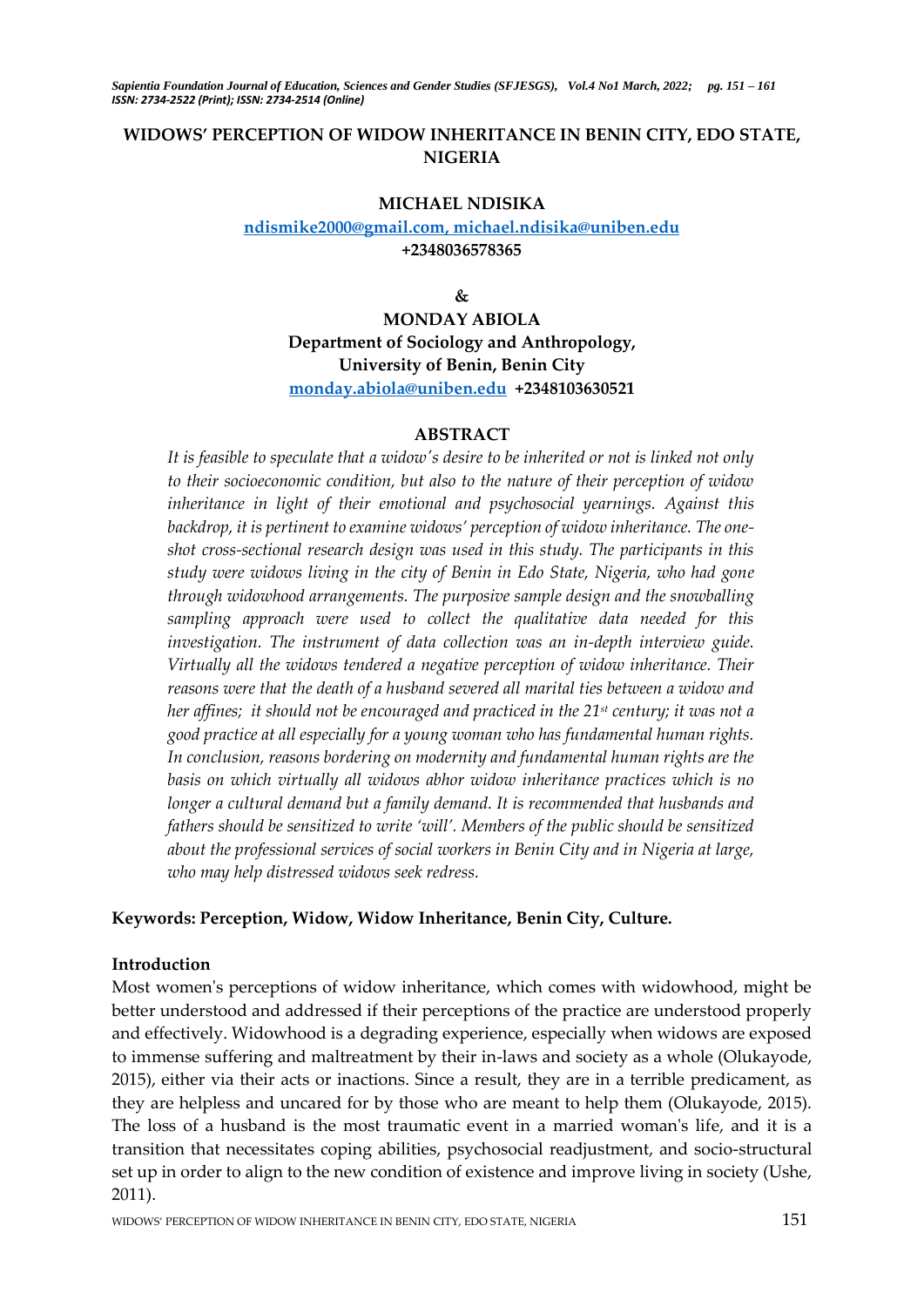# WIDOWS' PERCEPTION OF WIDOW INHERITANCE IN BENIN CITY, EDO STATE, NIGERIA

**MICHAEL NDISIKA**

**ndismike2000@gmail.com, michael.ndisika@uniben.edu**

**+2348036578365**

**&**

**MONDAY ABIOLA**

**Department of Sociology and Anthropology,**

**University of Benin, Benin City**

**monday.abiola@uniben.edu +2348103630521**

## ABSTRACT

*It is feasible to speculate that a widow's desire to be inherited or not is linked not only to their socioeconomic condition, but also to the nature of their perception of widow inheritance in light of their emotional and psychosocial yearnings. Against this backdrop, it is pertinent to examine widows' perception of widow inheritance. The one-shot cross-sectional research design was used in this study. The participants in this study were widows living in the city of Benin in Edo State, Nigeria, who had gone through widowhood arrangements. The purposive sample design and the snowballing sampling approach were used to collect the qualitative data needed for this investigation. The instrument of data collection was an in-depth interview guide. Virtually all the widows tendered a negative perception of widow inheritance. Their reasons were that the death of a husband severed all marital ties between a widow and her affines; it should not be encouraged and practiced in the 21st century; it was not a good practice at all especially for a young woman who has fundamental human rights. In conclusion, reasons bordering on modernity and fundamental human rights are the basis on which virtually all widows abhor widow inheritance practices which is no longer a cultural demand but a family demand. It is recommended that husbands and fathers should be sensitized to write 'will'. Members of the public should be sensitized about the professional services of social workers in Benin City and in Nigeria at large, who may help distressed widows seek redress.*

**Keywords: Perception, Widow, Widow Inheritance, Benin City, Culture.**

## Introduction

Most women's perceptions of widow inheritance, which comes with widowhood, might be better understood and addressed if their perceptions of the practice are understood properly and effectively. Widowhood is a degrading experience, especially when widows are exposed to immense suffering and maltreatment by their in-laws and society as a whole (Olukayode, 2015), either via their acts or inactions. Since a result, they are in a terrible predicament, as they are helpless and uncared for by those who are meant to help them (Olukayode, 2015). The loss of a husband is the most traumatic event in a married woman's life, and it is a transition that necessitates coping abilities, psychosocial readjustment, and socio-structural set up in order to align to the new condition of existence and improve living in society (Ushe, 2011).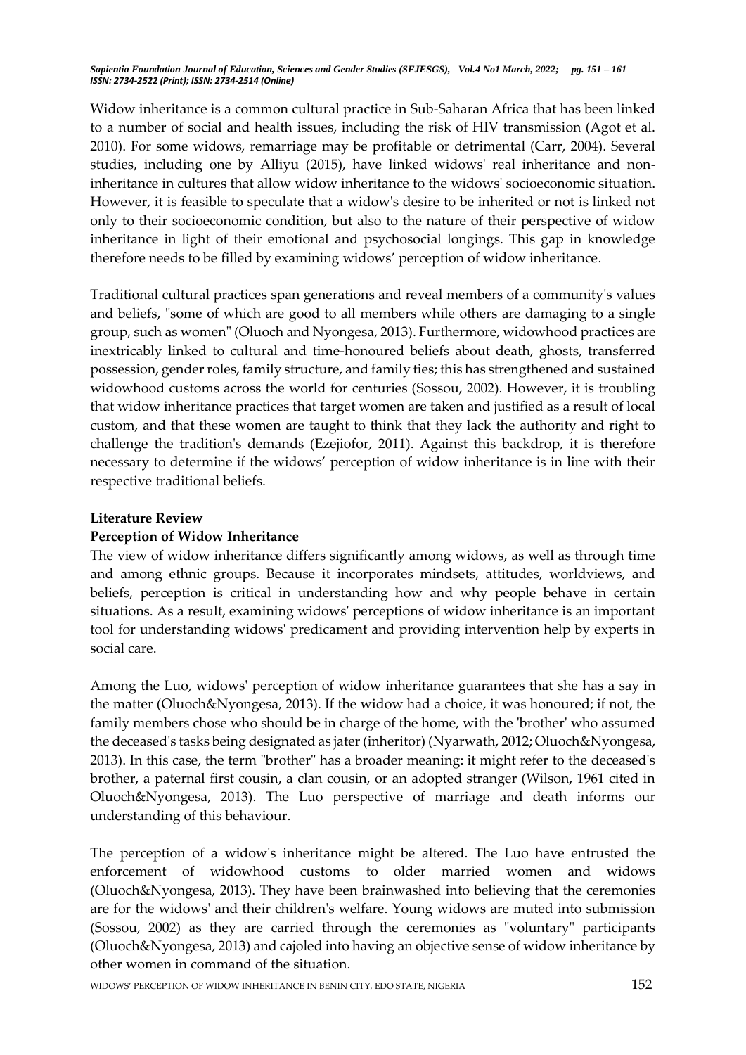Widow inheritance is a common cultural practice in Sub-Saharan Africa that has been linked to a number of social and health issues, including the risk of HIV transmission (Agot et al. 2010). For some widows, remarriage may be profitable or detrimental (Carr, 2004). Several studies, including one by Alliyu (2015), have linked widows' real inheritance and non-inheritance in cultures that allow widow inheritance to the widows' socioeconomic situation. However, it is feasible to speculate that a widow's desire to be inherited or not is linked not only to their socioeconomic condition, but also to the nature of their perspective of widow inheritance in light of their emotional and psychosocial longings. This gap in knowledge therefore needs to be filled by examining widows' perception of widow inheritance.

Traditional cultural practices span generations and reveal members of a community's values and beliefs, "some of which are good to all members while others are damaging to a single group, such as women" (Oluoch and Nyongesa, 2013). Furthermore, widowhood practices are inextricably linked to cultural and time-honoured beliefs about death, ghosts, transferred possession, gender roles, family structure, and family ties; this has strengthened and sustained widowhood customs across the world for centuries (Sossou, 2002). However, it is troubling that widow inheritance practices that target women are taken and justified as a result of local custom, and that these women are taught to think that they lack the authority and right to challenge the tradition's demands (Ezejiofor, 2011). Against this backdrop, it is therefore necessary to determine if the widows' perception of widow inheritance is in line with their respective traditional beliefs.

## Literature Review

### Perception of Widow Inheritance

The view of widow inheritance differs significantly among widows, as well as through time and among ethnic groups. Because it incorporates mindsets, attitudes, worldviews, and beliefs, perception is critical in understanding how and why people behave in certain situations. As a result, examining widows' perceptions of widow inheritance is an important tool for understanding widows' predicament and providing intervention help by experts in social care.

Among the Luo, widows' perception of widow inheritance guarantees that she has a say in the matter (Oluoch&Nyongesa, 2013). If the widow had a choice, it was honoured; if not, the family members chose who should be in charge of the home, with the 'brother' who assumed the deceased's tasks being designated as jater (inheritor) (Nyarwath, 2012; Oluoch&Nyongesa, 2013). In this case, the term "brother" has a broader meaning: it might refer to the deceased's brother, a paternal first cousin, a clan cousin, or an adopted stranger (Wilson, 1961 cited in Oluoch&Nyongesa, 2013). The Luo perspective of marriage and death informs our understanding of this behaviour.

The perception of a widow's inheritance might be altered. The Luo have entrusted the enforcement of widowhood customs to older married women and widows (Oluoch&Nyongesa, 2013). They have been brainwashed into believing that the ceremonies are for the widows' and their children's welfare. Young widows are muted into submission (Sossou, 2002) as they are carried through the ceremonies as "voluntary" participants (Oluoch&Nyongesa, 2013) and cajoled into having an objective sense of widow inheritance by other women in command of the situation.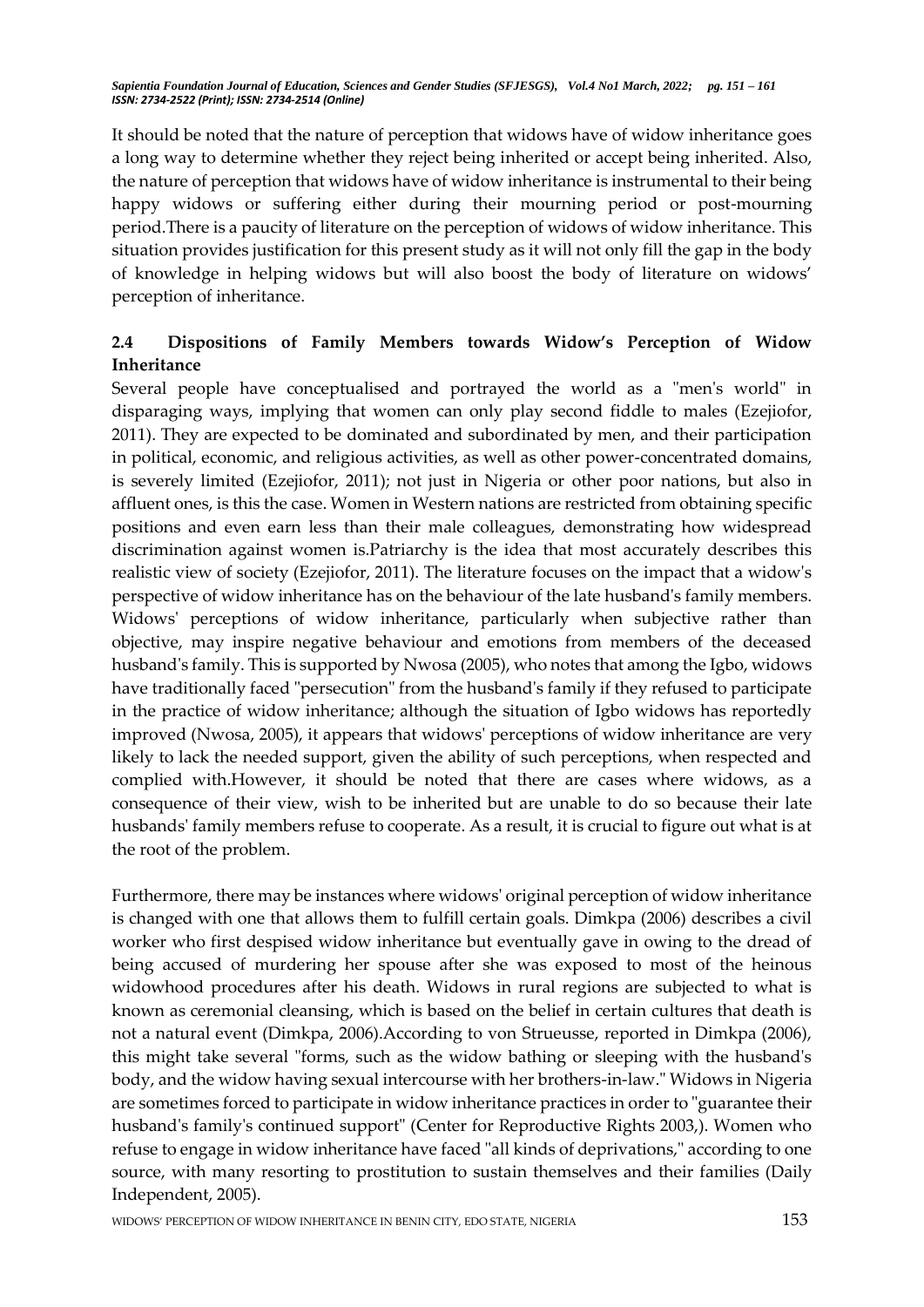It should be noted that the nature of perception that widows have of widow inheritance goes a long way to determine whether they reject being inherited or accept being inherited. Also, the nature of perception that widows have of widow inheritance is instrumental to their being happy widows or suffering either during their mourning period or post-mourning period.There is a paucity of literature on the perception of widows of widow inheritance. This situation provides justification for this present study as it will not only fill the gap in the body of knowledge in helping widows but will also boost the body of literature on widows' perception of inheritance.

## 2.4 Dispositions of Family Members towards Widow's Perception of Widow Inheritance

Several people have conceptualised and portrayed the world as a "men's world" in disparaging ways, implying that women can only play second fiddle to males (Ezejiofor, 2011). They are expected to be dominated and subordinated by men, and their participation in political, economic, and religious activities, as well as other power-concentrated domains, is severely limited (Ezejiofor, 2011); not just in Nigeria or other poor nations, but also in affluent ones, is this the case. Women in Western nations are restricted from obtaining specific positions and even earn less than their male colleagues, demonstrating how widespread discrimination against women is.Patriarchy is the idea that most accurately describes this realistic view of society (Ezejiofor, 2011). The literature focuses on the impact that a widow's perspective of widow inheritance has on the behaviour of the late husband's family members. Widows' perceptions of widow inheritance, particularly when subjective rather than objective, may inspire negative behaviour and emotions from members of the deceased husband's family. This is supported by Nwosa (2005), who notes that among the Igbo, widows have traditionally faced "persecution" from the husband's family if they refused to participate in the practice of widow inheritance; although the situation of Igbo widows has reportedly improved (Nwosa, 2005), it appears that widows' perceptions of widow inheritance are very likely to lack the needed support, given the ability of such perceptions, when respected and complied with.However, it should be noted that there are cases where widows, as a consequence of their view, wish to be inherited but are unable to do so because their late husbands' family members refuse to cooperate. As a result, it is crucial to figure out what is at the root of the problem.

Furthermore, there may be instances where widows' original perception of widow inheritance is changed with one that allows them to fulfill certain goals. Dimkpa (2006) describes a civil worker who first despised widow inheritance but eventually gave in owing to the dread of being accused of murdering her spouse after she was exposed to most of the heinous widowhood procedures after his death. Widows in rural regions are subjected to what is known as ceremonial cleansing, which is based on the belief in certain cultures that death is not a natural event (Dimkpa, 2006).According to von Strueusse, reported in Dimkpa (2006), this might take several "forms, such as the widow bathing or sleeping with the husband's body, and the widow having sexual intercourse with her brothers-in-law." Widows in Nigeria are sometimes forced to participate in widow inheritance practices in order to "guarantee their husband's family's continued support" (Center for Reproductive Rights 2003,). Women who refuse to engage in widow inheritance have faced "all kinds of deprivations," according to one source, with many resorting to prostitution to sustain themselves and their families (Daily Independent, 2005).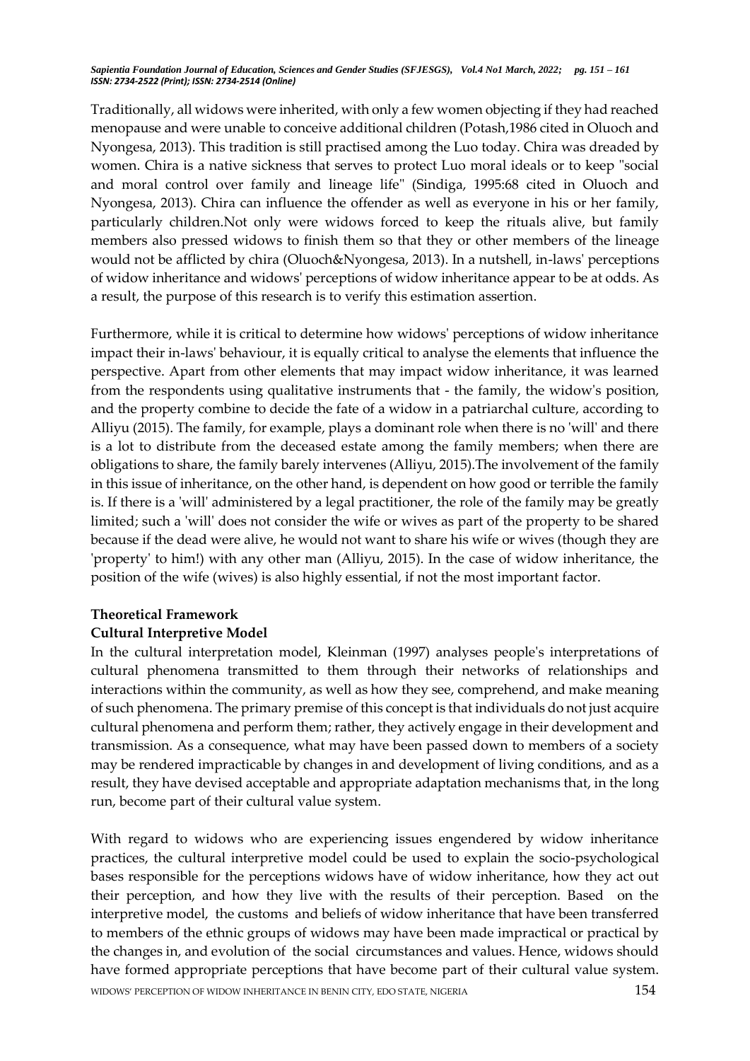Traditionally, all widows were inherited, with only a few women objecting if they had reached menopause and were unable to conceive additional children (Potash,1986 cited in Oluoch and Nyongesa, 2013). This tradition is still practised among the Luo today. Chira was dreaded by women. Chira is a native sickness that serves to protect Luo moral ideals or to keep "social and moral control over family and lineage life" (Sindiga, 1995:68 cited in Oluoch and Nyongesa, 2013). Chira can influence the offender as well as everyone in his or her family, particularly children.Not only were widows forced to keep the rituals alive, but family members also pressed widows to finish them so that they or other members of the lineage would not be afflicted by chira (Oluoch&Nyongesa, 2013). In a nutshell, in-laws' perceptions of widow inheritance and widows' perceptions of widow inheritance appear to be at odds. As a result, the purpose of this research is to verify this estimation assertion.

Furthermore, while it is critical to determine how widows' perceptions of widow inheritance impact their in-laws' behaviour, it is equally critical to analyse the elements that influence the perspective. Apart from other elements that may impact widow inheritance, it was learned from the respondents using qualitative instruments that - the family, the widow's position, and the property combine to decide the fate of a widow in a patriarchal culture, according to Alliyu (2015). The family, for example, plays a dominant role when there is no 'will' and there is a lot to distribute from the deceased estate among the family members; when there are obligations to share, the family barely intervenes (Alliyu, 2015).The involvement of the family in this issue of inheritance, on the other hand, is dependent on how good or terrible the family is. If there is a 'will' administered by a legal practitioner, the role of the family may be greatly limited; such a 'will' does not consider the wife or wives as part of the property to be shared because if the dead were alive, he would not want to share his wife or wives (though they are 'property' to him!) with any other man (Alliyu, 2015). In the case of widow inheritance, the position of the wife (wives) is also highly essential, if not the most important factor.

## Theoretical Framework

### Cultural Interpretive Model

In the cultural interpretation model, Kleinman (1997) analyses people's interpretations of cultural phenomena transmitted to them through their networks of relationships and interactions within the community, as well as how they see, comprehend, and make meaning of such phenomena. The primary premise of this concept is that individuals do not just acquire cultural phenomena and perform them; rather, they actively engage in their development and transmission. As a consequence, what may have been passed down to members of a society may be rendered impracticable by changes in and development of living conditions, and as a result, they have devised acceptable and appropriate adaptation mechanisms that, in the long run, become part of their cultural value system.

With regard to widows who are experiencing issues engendered by widow inheritance practices, the cultural interpretive model could be used to explain the socio-psychological bases responsible for the perceptions widows have of widow inheritance, how they act out their perception, and how they live with the results of their perception. Based on the interpretive model, the customs and beliefs of widow inheritance that have been transferred to members of the ethnic groups of widows may have been made impractical or practical by the changes in, and evolution of the social circumstances and values. Hence, widows should have formed appropriate perceptions that have become part of their cultural value system.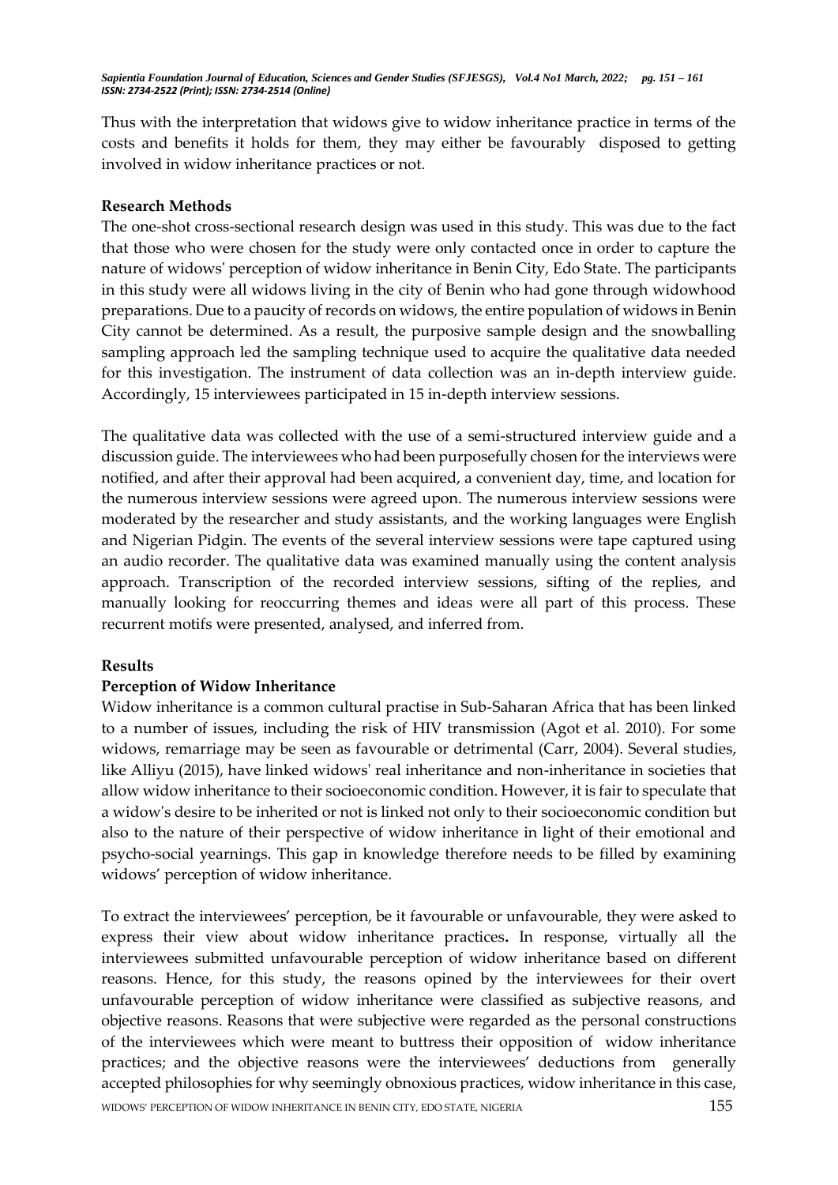Thus with the interpretation that widows give to widow inheritance practice in terms of the costs and benefits it holds for them, they may either be favourably disposed to getting involved in widow inheritance practices or not.

**Research Methods**

The one-shot cross-sectional research design was used in this study. This was due to the fact that those who were chosen for the study were only contacted once in order to capture the nature of widows' perception of widow inheritance in Benin City, Edo State. The participants in this study were all widows living in the city of Benin who had gone through widowhood preparations. Due to a paucity of records on widows, the entire population of widows in Benin City cannot be determined. As a result, the purposive sample design and the snowballing sampling approach led the sampling technique used to acquire the qualitative data needed for this investigation. The instrument of data collection was an in-depth interview guide. Accordingly, 15 interviewees participated in 15 in-depth interview sessions.

The qualitative data was collected with the use of a semi-structured interview guide and a discussion guide. The interviewees who had been purposefully chosen for the interviews were notified, and after their approval had been acquired, a convenient day, time, and location for the numerous interview sessions were agreed upon. The numerous interview sessions were moderated by the researcher and study assistants, and the working languages were English and Nigerian Pidgin. The events of the several interview sessions were tape captured using an audio recorder. The qualitative data was examined manually using the content analysis approach. Transcription of the recorded interview sessions, sifting of the replies, and manually looking for reoccurring themes and ideas were all part of this process. These recurrent motifs were presented, analysed, and inferred from.

**Results**

**Perception of Widow Inheritance**

Widow inheritance is a common cultural practise in Sub-Saharan Africa that has been linked to a number of issues, including the risk of HIV transmission (Agot et al. 2010). For some widows, remarriage may be seen as favourable or detrimental (Carr, 2004). Several studies, like Alliyu (2015), have linked widows' real inheritance and non-inheritance in societies that allow widow inheritance to their socioeconomic condition. However, it is fair to speculate that a widow's desire to be inherited or not is linked not only to their socioeconomic condition but also to the nature of their perspective of widow inheritance in light of their emotional and psycho-social yearnings. This gap in knowledge therefore needs to be filled by examining widows' perception of widow inheritance.

To extract the interviewees' perception, be it favourable or unfavourable, they were asked to express their view about widow inheritance practices**.** In response, virtually all the interviewees submitted unfavourable perception of widow inheritance based on different reasons. Hence, for this study, the reasons opined by the interviewees for their overt unfavourable perception of widow inheritance were classified as subjective reasons, and objective reasons. Reasons that were subjective were regarded as the personal constructions of the interviewees which were meant to buttress their opposition of widow inheritance practices; and the objective reasons were the interviewees' deductions from generally accepted philosophies for why seemingly obnoxious practices, widow inheritance in this case,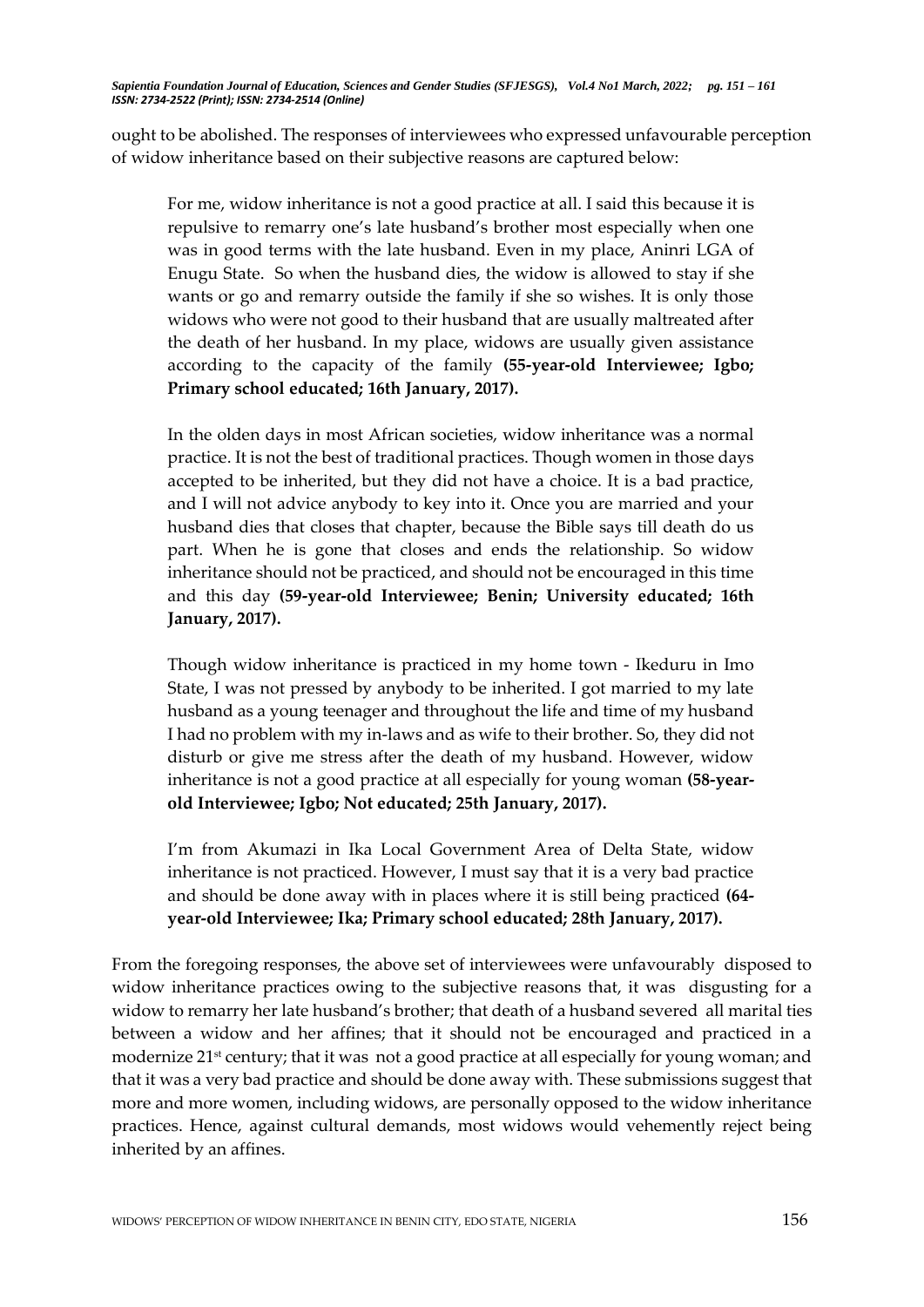ought to be abolished. The responses of interviewees who expressed unfavourable perception of widow inheritance based on their subjective reasons are captured below:

> For me, widow inheritance is not a good practice at all. I said this because it is repulsive to remarry one's late husband's brother most especially when one was in good terms with the late husband. Even in my place, Aninri LGA of Enugu State. So when the husband dies, the widow is allowed to stay if she wants or go and remarry outside the family if she so wishes. It is only those widows who were not good to their husband that are usually maltreated after the death of her husband. In my place, widows are usually given assistance according to the capacity of the family **(55-year-old Interviewee; Igbo; Primary school educated; 16th January, 2017).**
>
> In the olden days in most African societies, widow inheritance was a normal practice. It is not the best of traditional practices. Though women in those days accepted to be inherited, but they did not have a choice. It is a bad practice, and I will not advice anybody to key into it. Once you are married and your husband dies that closes that chapter, because the Bible says till death do us part. When he is gone that closes and ends the relationship. So widow inheritance should not be practiced, and should not be encouraged in this time and this day **(59-year-old Interviewee; Benin; University educated; 16th January, 2017).**
>
> Though widow inheritance is practiced in my home town - Ikeduru in Imo State, I was not pressed by anybody to be inherited. I got married to my late husband as a young teenager and throughout the life and time of my husband I had no problem with my in-laws and as wife to their brother. So, they did not disturb or give me stress after the death of my husband. However, widow inheritance is not a good practice at all especially for young woman **(58-year-old Interviewee; Igbo; Not educated; 25th January, 2017).**
>
> I'm from Akumazi in Ika Local Government Area of Delta State, widow inheritance is not practiced. However, I must say that it is a very bad practice and should be done away with in places where it is still being practiced **(64-year-old Interviewee; Ika; Primary school educated; 28th January, 2017).**

From the foregoing responses, the above set of interviewees were unfavourably disposed to widow inheritance practices owing to the subjective reasons that, it was disgusting for a widow to remarry her late husband's brother; that death of a husband severed all marital ties between a widow and her affines; that it should not be encouraged and practiced in a modernize 21st century; that it was not a good practice at all especially for young woman; and that it was a very bad practice and should be done away with. These submissions suggest that more and more women, including widows, are personally opposed to the widow inheritance practices. Hence, against cultural demands, most widows would vehemently reject being inherited by an affines.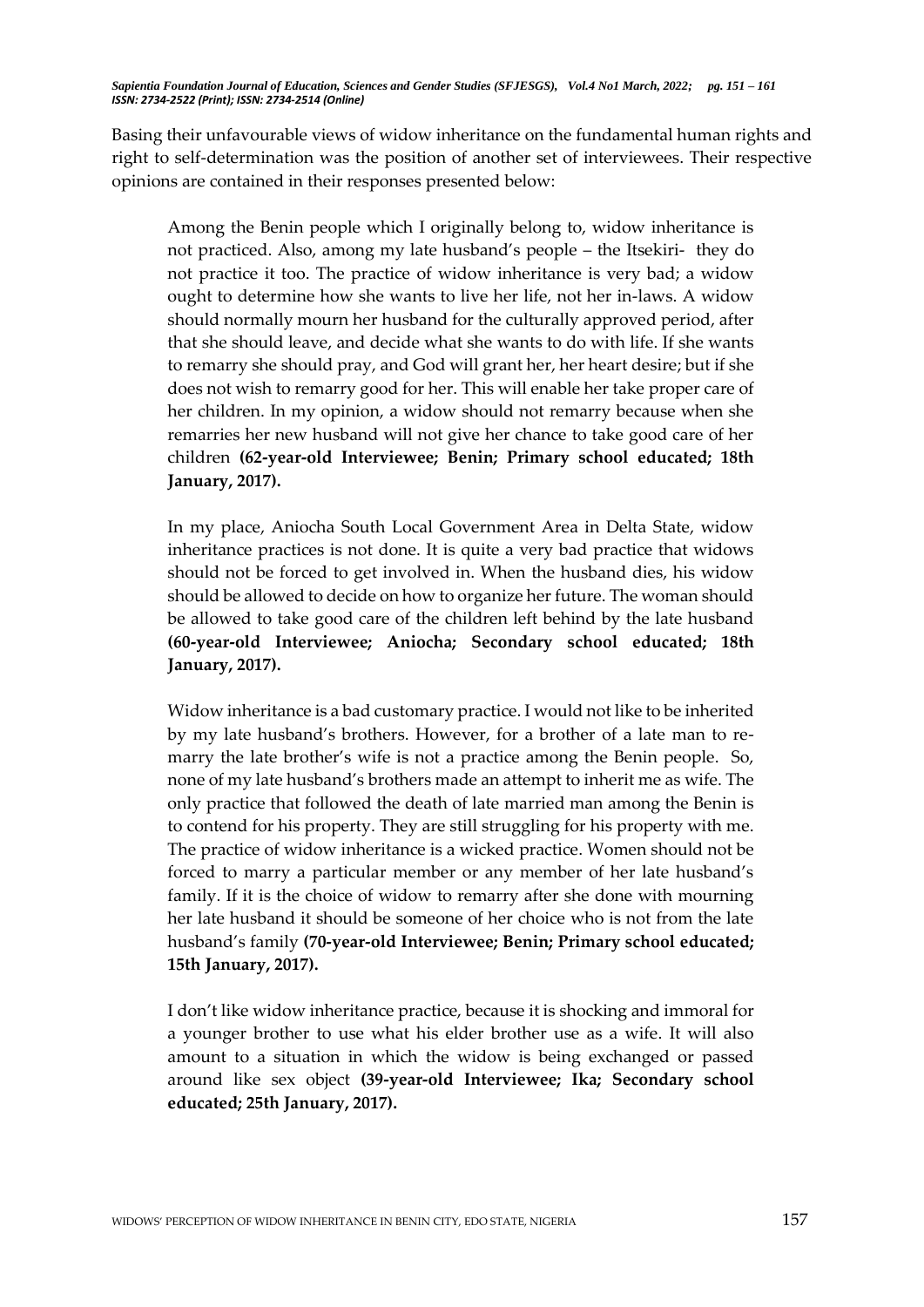Basing their unfavourable views of widow inheritance on the fundamental human rights and right to self-determination was the position of another set of interviewees. Their respective opinions are contained in their responses presented below:

> Among the Benin people which I originally belong to, widow inheritance is not practiced. Also, among my late husband's people – the Itsekiri- they do not practice it too. The practice of widow inheritance is very bad; a widow ought to determine how she wants to live her life, not her in-laws. A widow should normally mourn her husband for the culturally approved period, after that she should leave, and decide what she wants to do with life. If she wants to remarry she should pray, and God will grant her, her heart desire; but if she does not wish to remarry good for her. This will enable her take proper care of her children. In my opinion, a widow should not remarry because when she remarries her new husband will not give her chance to take good care of her children **(62-year-old Interviewee; Benin; Primary school educated; 18th January, 2017).**

> In my place, Aniocha South Local Government Area in Delta State, widow inheritance practices is not done. It is quite a very bad practice that widows should not be forced to get involved in. When the husband dies, his widow should be allowed to decide on how to organize her future. The woman should be allowed to take good care of the children left behind by the late husband **(60-year-old Interviewee; Aniocha; Secondary school educated; 18th January, 2017).**

> Widow inheritance is a bad customary practice. I would not like to be inherited by my late husband's brothers. However, for a brother of a late man to re-marry the late brother's wife is not a practice among the Benin people. So, none of my late husband's brothers made an attempt to inherit me as wife. The only practice that followed the death of late married man among the Benin is to contend for his property. They are still struggling for his property with me. The practice of widow inheritance is a wicked practice. Women should not be forced to marry a particular member or any member of her late husband's family. If it is the choice of widow to remarry after she done with mourning her late husband it should be someone of her choice who is not from the late husband's family **(70-year-old Interviewee; Benin; Primary school educated; 15th January, 2017).**

> I don't like widow inheritance practice, because it is shocking and immoral for a younger brother to use what his elder brother use as a wife. It will also amount to a situation in which the widow is being exchanged or passed around like sex object **(39-year-old Interviewee; Ika; Secondary school educated; 25th January, 2017).**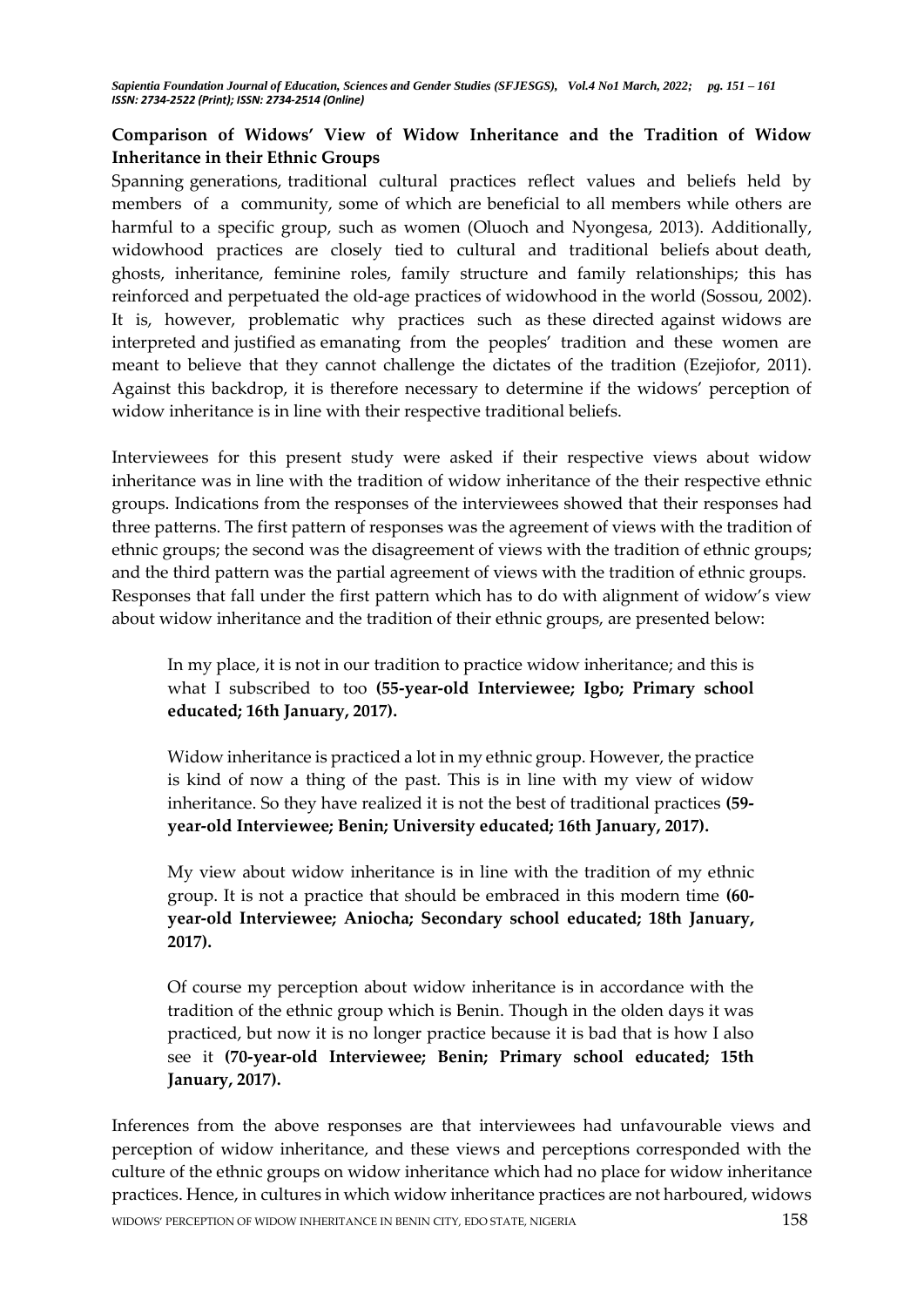**Comparison of Widows' View of Widow Inheritance and the Tradition of Widow Inheritance in their Ethnic Groups**

Spanning generations, traditional cultural practices reflect values and beliefs held by members of a community, some of which are beneficial to all members while others are harmful to a specific group, such as women (Oluoch and Nyongesa, 2013). Additionally, widowhood practices are closely tied to cultural and traditional beliefs about death, ghosts, inheritance, feminine roles, family structure and family relationships; this has reinforced and perpetuated the old-age practices of widowhood in the world (Sossou, 2002). It is, however, problematic why practices such as these directed against widows are interpreted and justified as emanating from the peoples' tradition and these women are meant to believe that they cannot challenge the dictates of the tradition (Ezejiofor, 2011). Against this backdrop, it is therefore necessary to determine if the widows' perception of widow inheritance is in line with their respective traditional beliefs.

Interviewees for this present study were asked if their respective views about widow inheritance was in line with the tradition of widow inheritance of the their respective ethnic groups. Indications from the responses of the interviewees showed that their responses had three patterns. The first pattern of responses was the agreement of views with the tradition of ethnic groups; the second was the disagreement of views with the tradition of ethnic groups; and the third pattern was the partial agreement of views with the tradition of ethnic groups. Responses that fall under the first pattern which has to do with alignment of widow's view about widow inheritance and the tradition of their ethnic groups, are presented below:

> In my place, it is not in our tradition to practice widow inheritance; and this is what I subscribed to too **(55-year-old Interviewee; Igbo; Primary school educated; 16th January, 2017).**

> Widow inheritance is practiced a lot in my ethnic group. However, the practice is kind of now a thing of the past. This is in line with my view of widow inheritance. So they have realized it is not the best of traditional practices **(59-year-old Interviewee; Benin; University educated; 16th January, 2017).**

> My view about widow inheritance is in line with the tradition of my ethnic group. It is not a practice that should be embraced in this modern time **(60-year-old Interviewee; Aniocha; Secondary school educated; 18th January, 2017).**

> Of course my perception about widow inheritance is in accordance with the tradition of the ethnic group which is Benin. Though in the olden days it was practiced, but now it is no longer practice because it is bad that is how I also see it **(70-year-old Interviewee; Benin; Primary school educated; 15th January, 2017).**

Inferences from the above responses are that interviewees had unfavourable views and perception of widow inheritance, and these views and perceptions corresponded with the culture of the ethnic groups on widow inheritance which had no place for widow inheritance practices. Hence, in cultures in which widow inheritance practices are not harboured, widows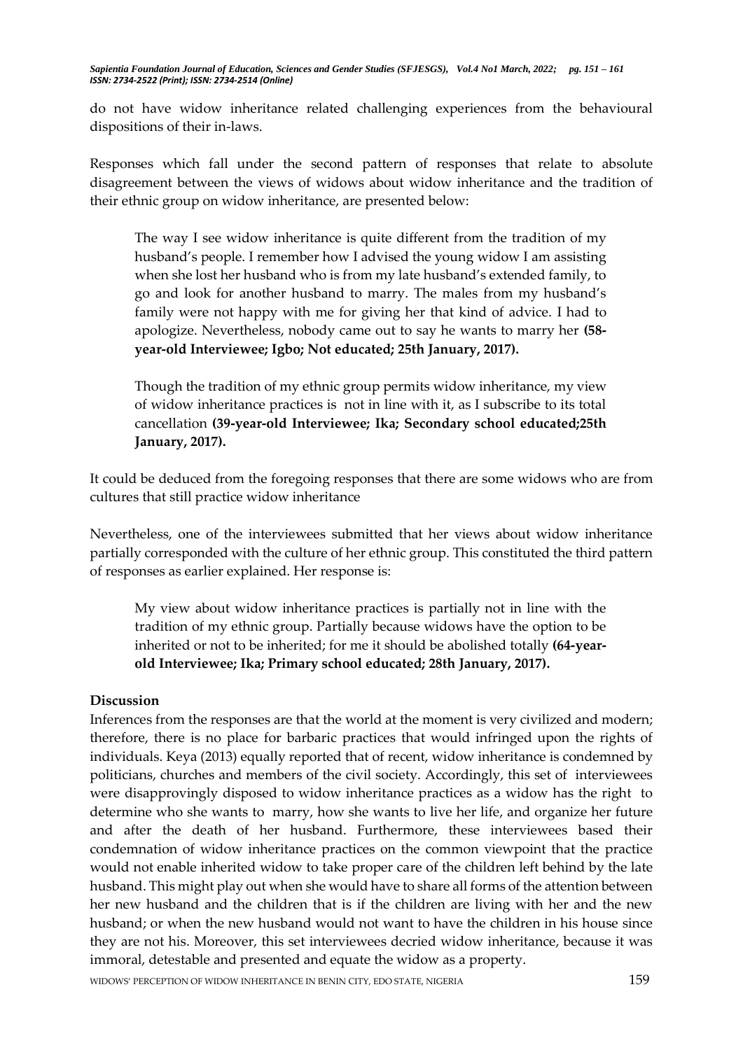do not have widow inheritance related challenging experiences from the behavioural dispositions of their in-laws.

Responses which fall under the second pattern of responses that relate to absolute disagreement between the views of widows about widow inheritance and the tradition of their ethnic group on widow inheritance, are presented below:

> The way I see widow inheritance is quite different from the tradition of my husband's people. I remember how I advised the young widow I am assisting when she lost her husband who is from my late husband's extended family, to go and look for another husband to marry. The males from my husband's family were not happy with me for giving her that kind of advice. I had to apologize. Nevertheless, nobody came out to say he wants to marry her **(58-year-old Interviewee; Igbo; Not educated; 25th January, 2017).**

> Though the tradition of my ethnic group permits widow inheritance, my view of widow inheritance practices is not in line with it, as I subscribe to its total cancellation **(39-year-old Interviewee; Ika; Secondary school educated;25th January, 2017).**

It could be deduced from the foregoing responses that there are some widows who are from cultures that still practice widow inheritance

Nevertheless, one of the interviewees submitted that her views about widow inheritance partially corresponded with the culture of her ethnic group. This constituted the third pattern of responses as earlier explained. Her response is:

> My view about widow inheritance practices is partially not in line with the tradition of my ethnic group. Partially because widows have the option to be inherited or not to be inherited; for me it should be abolished totally **(64-year-old Interviewee; Ika; Primary school educated; 28th January, 2017).**

## Discussion

Inferences from the responses are that the world at the moment is very civilized and modern; therefore, there is no place for barbaric practices that would infringed upon the rights of individuals. Keya (2013) equally reported that of recent, widow inheritance is condemned by politicians, churches and members of the civil society. Accordingly, this set of interviewees were disapprovingly disposed to widow inheritance practices as a widow has the right to determine who she wants to marry, how she wants to live her life, and organize her future and after the death of her husband. Furthermore, these interviewees based their condemnation of widow inheritance practices on the common viewpoint that the practice would not enable inherited widow to take proper care of the children left behind by the late husband. This might play out when she would have to share all forms of the attention between her new husband and the children that is if the children are living with her and the new husband; or when the new husband would not want to have the children in his house since they are not his. Moreover, this set interviewees decried widow inheritance, because it was immoral, detestable and presented and equate the widow as a property.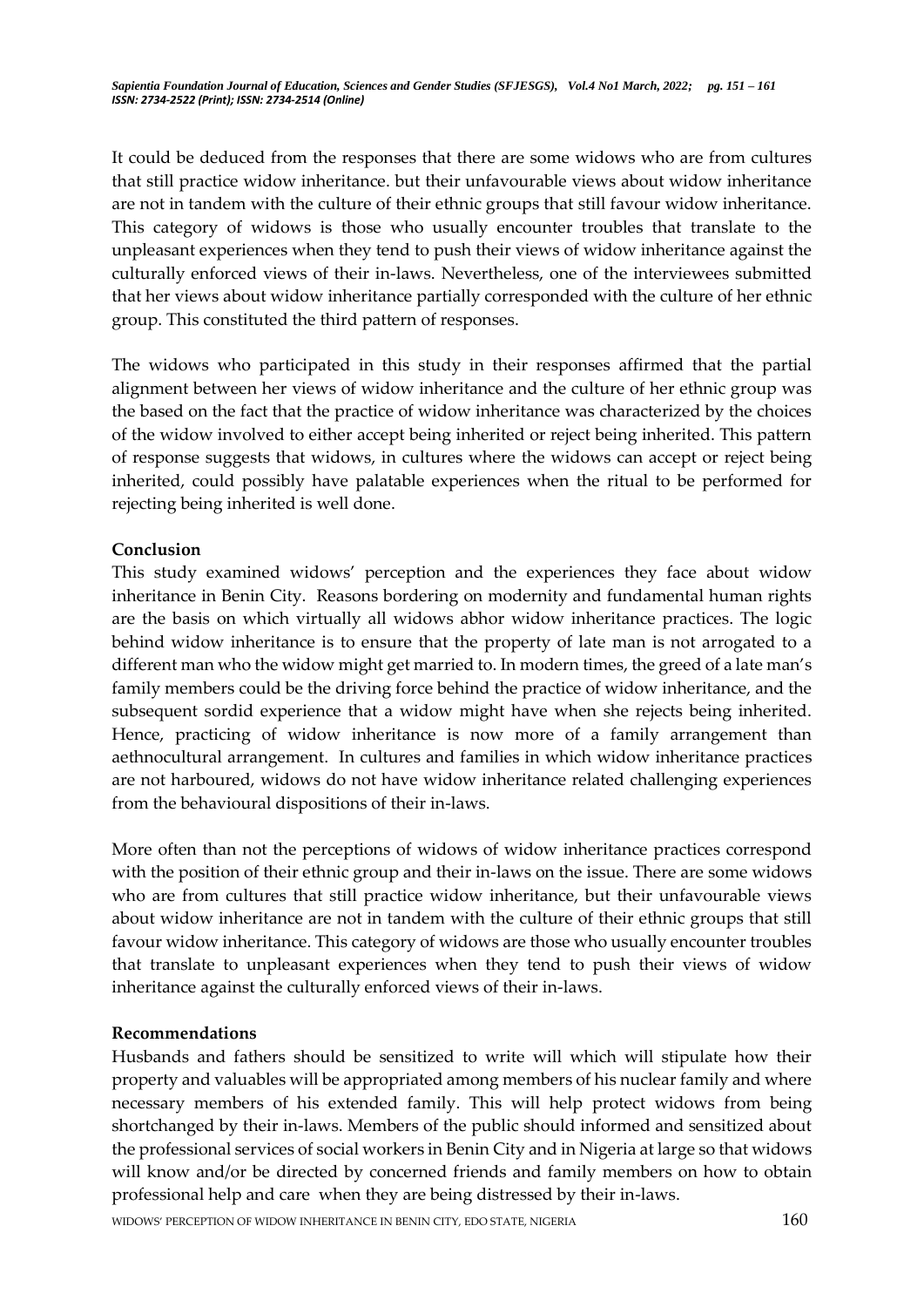It could be deduced from the responses that there are some widows who are from cultures that still practice widow inheritance. but their unfavourable views about widow inheritance are not in tandem with the culture of their ethnic groups that still favour widow inheritance. This category of widows is those who usually encounter troubles that translate to the unpleasant experiences when they tend to push their views of widow inheritance against the culturally enforced views of their in-laws. Nevertheless, one of the interviewees submitted that her views about widow inheritance partially corresponded with the culture of her ethnic group. This constituted the third pattern of responses.

The widows who participated in this study in their responses affirmed that the partial alignment between her views of widow inheritance and the culture of her ethnic group was the based on the fact that the practice of widow inheritance was characterized by the choices of the widow involved to either accept being inherited or reject being inherited. This pattern of response suggests that widows, in cultures where the widows can accept or reject being inherited, could possibly have palatable experiences when the ritual to be performed for rejecting being inherited is well done.

**Conclusion**

This study examined widows' perception and the experiences they face about widow inheritance in Benin City. Reasons bordering on modernity and fundamental human rights are the basis on which virtually all widows abhor widow inheritance practices. The logic behind widow inheritance is to ensure that the property of late man is not arrogated to a different man who the widow might get married to. In modern times, the greed of a late man's family members could be the driving force behind the practice of widow inheritance, and the subsequent sordid experience that a widow might have when she rejects being inherited. Hence, practicing of widow inheritance is now more of a family arrangement than aethnocultural arrangement. In cultures and families in which widow inheritance practices are not harboured, widows do not have widow inheritance related challenging experiences from the behavioural dispositions of their in-laws.

More often than not the perceptions of widows of widow inheritance practices correspond with the position of their ethnic group and their in-laws on the issue. There are some widows who are from cultures that still practice widow inheritance, but their unfavourable views about widow inheritance are not in tandem with the culture of their ethnic groups that still favour widow inheritance. This category of widows are those who usually encounter troubles that translate to unpleasant experiences when they tend to push their views of widow inheritance against the culturally enforced views of their in-laws.

**Recommendations**

Husbands and fathers should be sensitized to write will which will stipulate how their property and valuables will be appropriated among members of his nuclear family and where necessary members of his extended family. This will help protect widows from being shortchanged by their in-laws. Members of the public should informed and sensitized about the professional services of social workers in Benin City and in Nigeria at large so that widows will know and/or be directed by concerned friends and family members on how to obtain professional help and care when they are being distressed by their in-laws.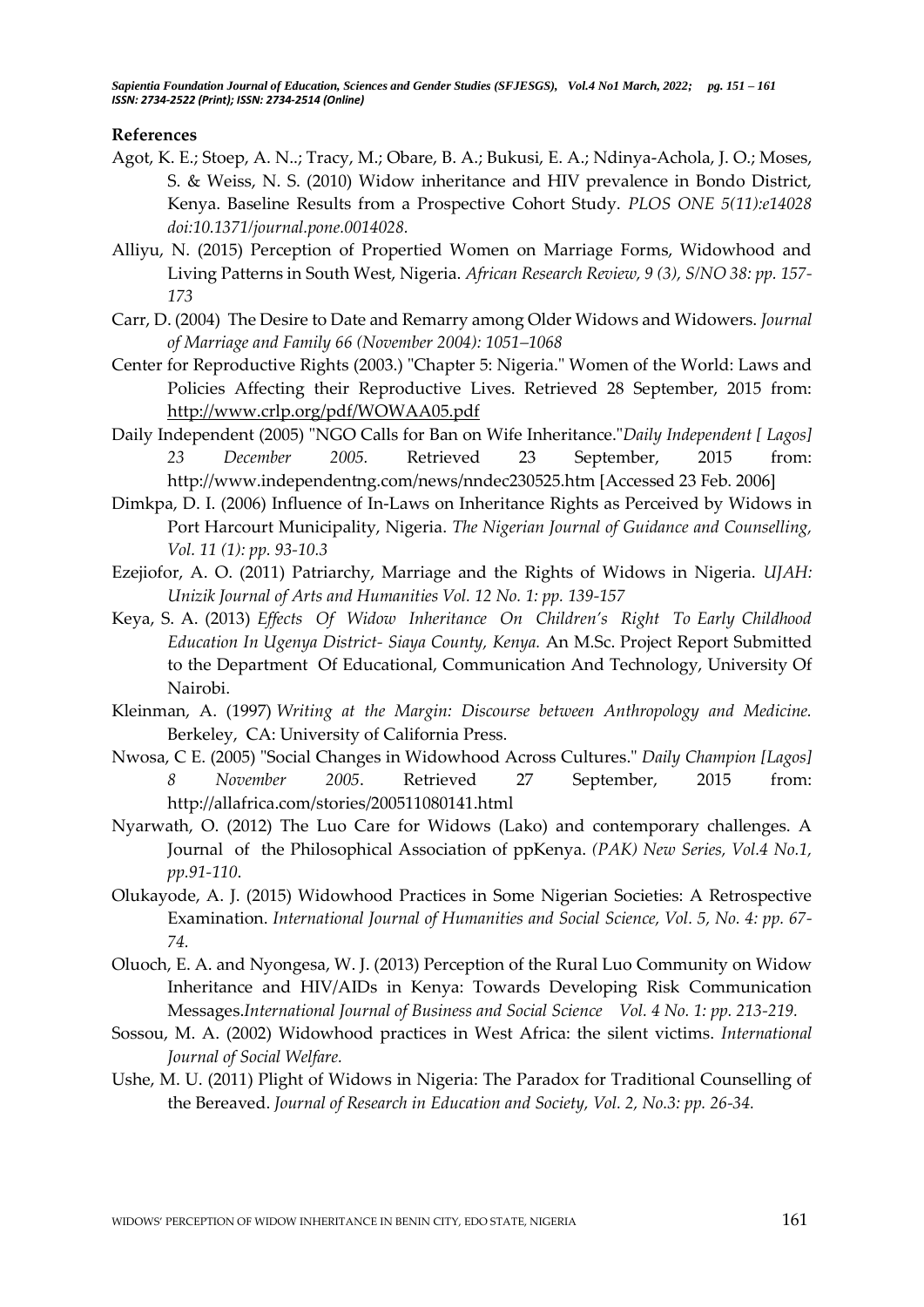## References

Agot, K. E.; Stoep, A. N..; Tracy, M.; Obare, B. A.; Bukusi, E. A.; Ndinya-Achola, J. O.; Moses, S. & Weiss, N. S. (2010) Widow inheritance and HIV prevalence in Bondo District, Kenya. Baseline Results from a Prospective Cohort Study. *PLOS ONE 5(11):e14028 doi:10.1371/journal.pone.0014028.*

Alliyu, N. (2015) Perception of Propertied Women on Marriage Forms, Widowhood and Living Patterns in South West, Nigeria. *African Research Review, 9 (3), S/NO 38: pp. 157-173*

Carr, D. (2004) The Desire to Date and Remarry among Older Widows and Widowers. *Journal of Marriage and Family 66 (November 2004): 1051–1068*

Center for Reproductive Rights (2003.) "Chapter 5: Nigeria." Women of the World: Laws and Policies Affecting their Reproductive Lives. Retrieved 28 September, 2015 from: http://www.crlp.org/pdf/WOWAA05.pdf

Daily Independent (2005) "NGO Calls for Ban on Wife Inheritance."*Daily Independent [ Lagos] 23 December 2005.* Retrieved 23 September, 2015 from: http://www.independentng.com/news/nndec230525.htm [Accessed 23 Feb. 2006]

Dimkpa, D. I. (2006) Influence of In-Laws on Inheritance Rights as Perceived by Widows in Port Harcourt Municipality, Nigeria. *The Nigerian Journal of Guidance and Counselling, Vol. 11 (1): pp. 93-10.3*

Ezejiofor, A. O. (2011) Patriarchy, Marriage and the Rights of Widows in Nigeria. *UJAH: Unizik Journal of Arts and Humanities Vol. 12 No. 1: pp. 139-157*

Keya, S. A. (2013) *Effects Of Widow Inheritance On Children's Right To Early Childhood Education In Ugenya District- Siaya County, Kenya.* An M.Sc. Project Report Submitted to the Department Of Educational, Communication And Technology, University Of Nairobi.

Kleinman, A. (1997) *Writing at the Margin: Discourse between Anthropology and Medicine.* Berkeley, CA: University of California Press.

Nwosa, C E. (2005) "Social Changes in Widowhood Across Cultures." *Daily Champion [Lagos] 8 November 2005*. Retrieved 27 September, 2015 from: http://allafrica.com/stories/200511080141.html

Nyarwath, O. (2012) The Luo Care for Widows (Lako) and contemporary challenges. A Journal of the Philosophical Association of ppKenya. *(PAK) New Series, Vol.4 No.1, pp.91-110*.

Olukayode, A. J. (2015) Widowhood Practices in Some Nigerian Societies: A Retrospective Examination. *International Journal of Humanities and Social Science, Vol. 5, No. 4: pp. 67-74.*

Oluoch, E. A. and Nyongesa, W. J. (2013) Perception of the Rural Luo Community on Widow Inheritance and HIV/AIDs in Kenya: Towards Developing Risk Communication Messages.*International Journal of Business and Social Science Vol. 4 No. 1: pp. 213-219.*

Sossou, M. A. (2002) Widowhood practices in West Africa: the silent victims. *International Journal of Social Welfare.*

Ushe, M. U. (2011) Plight of Widows in Nigeria: The Paradox for Traditional Counselling of the Bereaved. *Journal of Research in Education and Society, Vol. 2, No.3: pp. 26-34.*